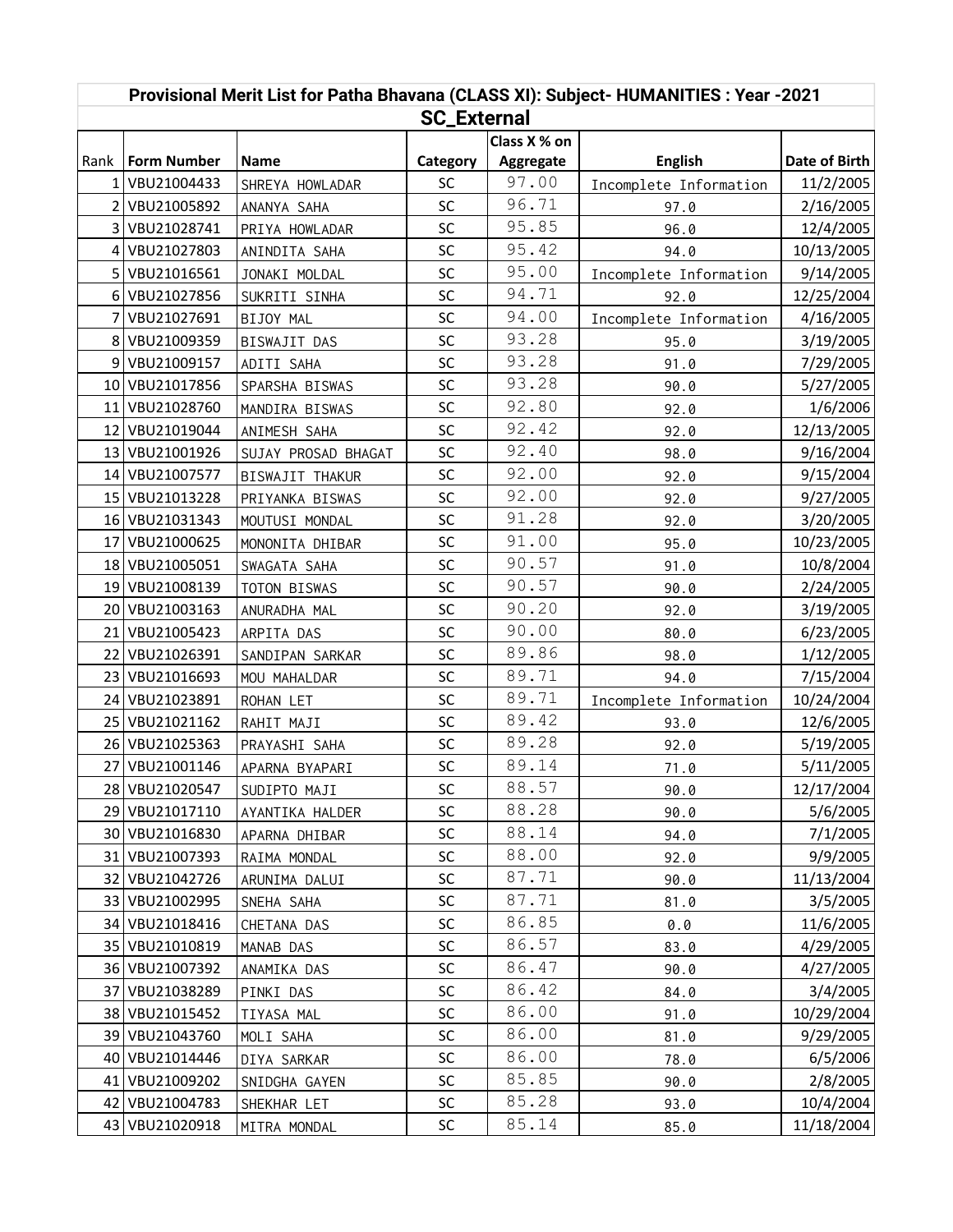## Provisional Merit List for Patha Bhavana (CLASS XI): Subject- HUMANITIES : Year -2021

### SC_External

| Rank | Form Number | Name | Category | Class X % on Aggregate | English | Date of Birth |
|---|---|---|---|---|---|---|
| 1 | VBU21004433 | SHREYA HOWLADAR | SC | 97.00 | Incomplete Information | 11/2/2005 |
| 2 | VBU21005892 | ANANYA SAHA | SC | 96.71 | 97.0 | 2/16/2005 |
| 3 | VBU21028741 | PRIYA HOWLADAR | SC | 95.85 | 96.0 | 12/4/2005 |
| 4 | VBU21027803 | ANINDITA SAHA | SC | 95.42 | 94.0 | 10/13/2005 |
| 5 | VBU21016561 | JONAKI MOLDAL | SC | 95.00 | Incomplete Information | 9/14/2005 |
| 6 | VBU21027856 | SUKRITI SINHA | SC | 94.71 | 92.0 | 12/25/2004 |
| 7 | VBU21027691 | BIJOY MAL | SC | 94.00 | Incomplete Information | 4/16/2005 |
| 8 | VBU21009359 | BISWAJIT DAS | SC | 93.28 | 95.0 | 3/19/2005 |
| 9 | VBU21009157 | ADITI SAHA | SC | 93.28 | 91.0 | 7/29/2005 |
| 10 | VBU21017856 | SPARSHA BISWAS | SC | 93.28 | 90.0 | 5/27/2005 |
| 11 | VBU21028760 | MANDIRA BISWAS | SC | 92.80 | 92.0 | 1/6/2006 |
| 12 | VBU21019044 | ANIMESH SAHA | SC | 92.42 | 92.0 | 12/13/2005 |
| 13 | VBU21001926 | SUJAY PROSAD BHAGAT | SC | 92.40 | 98.0 | 9/16/2004 |
| 14 | VBU21007577 | BISWAJIT THAKUR | SC | 92.00 | 92.0 | 9/15/2004 |
| 15 | VBU21013228 | PRIYANKA BISWAS | SC | 92.00 | 92.0 | 9/27/2005 |
| 16 | VBU21031343 | MOUTUSI MONDAL | SC | 91.28 | 92.0 | 3/20/2005 |
| 17 | VBU21000625 | MONONITA DHIBAR | SC | 91.00 | 95.0 | 10/23/2005 |
| 18 | VBU21005051 | SWAGATA SAHA | SC | 90.57 | 91.0 | 10/8/2004 |
| 19 | VBU21008139 | TOTON BISWAS | SC | 90.57 | 90.0 | 2/24/2005 |
| 20 | VBU21003163 | ANURADHA MAL | SC | 90.20 | 92.0 | 3/19/2005 |
| 21 | VBU21005423 | ARPITA DAS | SC | 90.00 | 80.0 | 6/23/2005 |
| 22 | VBU21026391 | SANDIPAN SARKAR | SC | 89.86 | 98.0 | 1/12/2005 |
| 23 | VBU21016693 | MOU MAHALDAR | SC | 89.71 | 94.0 | 7/15/2004 |
| 24 | VBU21023891 | ROHAN LET | SC | 89.71 | Incomplete Information | 10/24/2004 |
| 25 | VBU21021162 | RAHIT MAJI | SC | 89.42 | 93.0 | 12/6/2005 |
| 26 | VBU21025363 | PRAYASHI SAHA | SC | 89.28 | 92.0 | 5/19/2005 |
| 27 | VBU21001146 | APARNA BYAPARI | SC | 89.14 | 71.0 | 5/11/2005 |
| 28 | VBU21020547 | SUDIPTO MAJI | SC | 88.57 | 90.0 | 12/17/2004 |
| 29 | VBU21017110 | AYANTIKA HALDER | SC | 88.28 | 90.0 | 5/6/2005 |
| 30 | VBU21016830 | APARNA DHIBAR | SC | 88.14 | 94.0 | 7/1/2005 |
| 31 | VBU21007393 | RAIMA MONDAL | SC | 88.00 | 92.0 | 9/9/2005 |
| 32 | VBU21042726 | ARUNIMA DALUI | SC | 87.71 | 90.0 | 11/13/2004 |
| 33 | VBU21002995 | SNEHA SAHA | SC | 87.71 | 81.0 | 3/5/2005 |
| 34 | VBU21018416 | CHETANA DAS | SC | 86.85 | 0.0 | 11/6/2005 |
| 35 | VBU21010819 | MANAB DAS | SC | 86.57 | 83.0 | 4/29/2005 |
| 36 | VBU21007392 | ANAMIKA DAS | SC | 86.47 | 90.0 | 4/27/2005 |
| 37 | VBU21038289 | PINKI DAS | SC | 86.42 | 84.0 | 3/4/2005 |
| 38 | VBU21015452 | TIYASA MAL | SC | 86.00 | 91.0 | 10/29/2004 |
| 39 | VBU21043760 | MOLI SAHA | SC | 86.00 | 81.0 | 9/29/2005 |
| 40 | VBU21014446 | DIYA SARKAR | SC | 86.00 | 78.0 | 6/5/2006 |
| 41 | VBU21009202 | SNIDGHA GAYEN | SC | 85.85 | 90.0 | 2/8/2005 |
| 42 | VBU21004783 | SHEKHAR LET | SC | 85.28 | 93.0 | 10/4/2004 |
| 43 | VBU21020918 | MITRA MONDAL | SC | 85.14 | 85.0 | 11/18/2004 |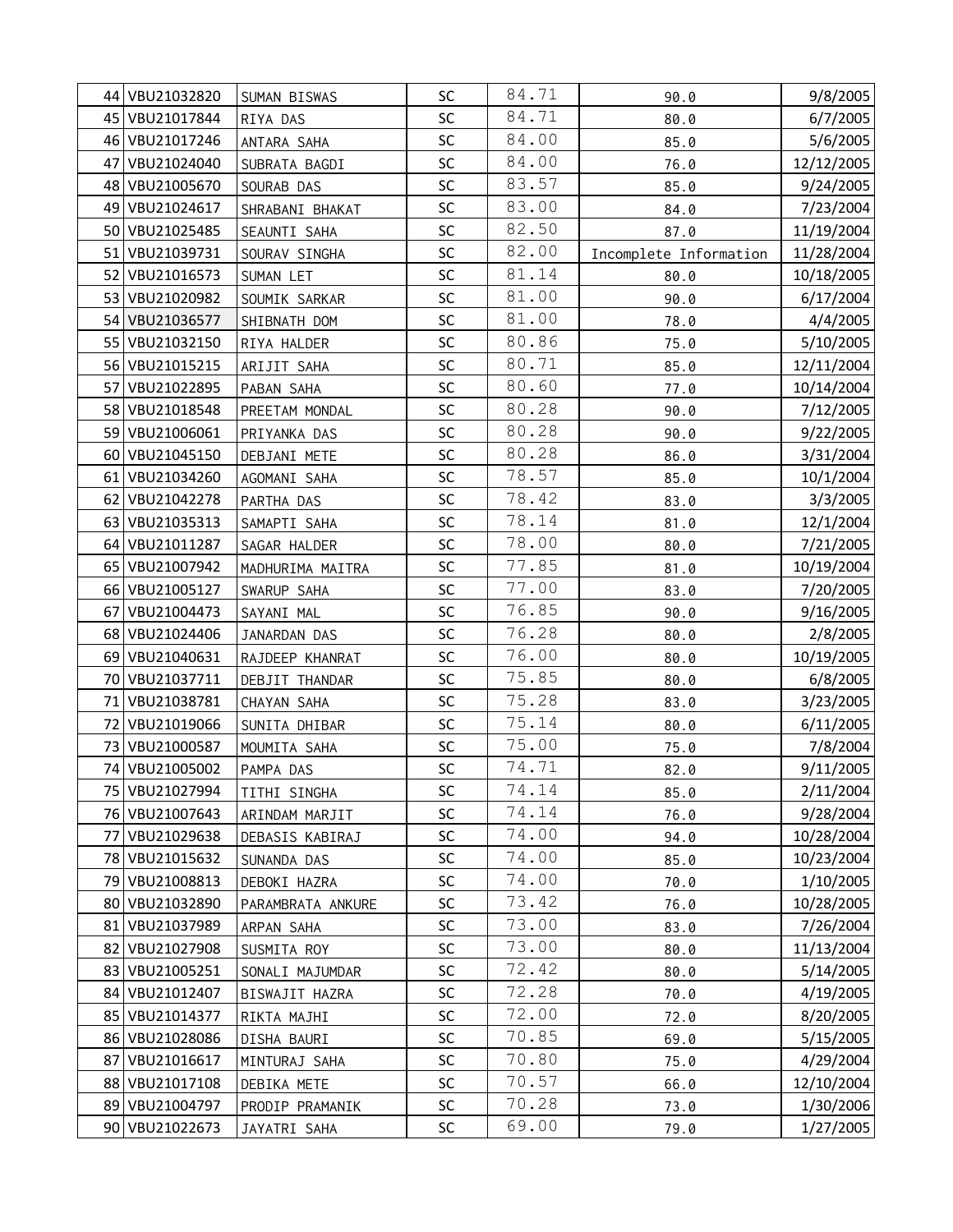| | | | | | | |
|---|---|---|---|---|---|---|
| 44 | VBU21032820 | SUMAN BISWAS | SC | 84.71 | 90.0 | 9/8/2005 |
| 45 | VBU21017844 | RIYA DAS | SC | 84.71 | 80.0 | 6/7/2005 |
| 46 | VBU21017246 | ANTARA SAHA | SC | 84.00 | 85.0 | 5/6/2005 |
| 47 | VBU21024040 | SUBRATA BAGDI | SC | 84.00 | 76.0 | 12/12/2005 |
| 48 | VBU21005670 | SOURAB DAS | SC | 83.57 | 85.0 | 9/24/2005 |
| 49 | VBU21024617 | SHRABANI BHAKAT | SC | 83.00 | 84.0 | 7/23/2004 |
| 50 | VBU21025485 | SEAUNTI SAHA | SC | 82.50 | 87.0 | 11/19/2004 |
| 51 | VBU21039731 | SOURAV SINGHA | SC | 82.00 | Incomplete Information | 11/28/2004 |
| 52 | VBU21016573 | SUMAN LET | SC | 81.14 | 80.0 | 10/18/2005 |
| 53 | VBU21020982 | SOUMIK SARKAR | SC | 81.00 | 90.0 | 6/17/2004 |
| 54 | VBU21036577 | SHIBNATH DOM | SC | 81.00 | 78.0 | 4/4/2005 |
| 55 | VBU21032150 | RIYA HALDER | SC | 80.86 | 75.0 | 5/10/2005 |
| 56 | VBU21015215 | ARIJIT SAHA | SC | 80.71 | 85.0 | 12/11/2004 |
| 57 | VBU21022895 | PABAN SAHA | SC | 80.60 | 77.0 | 10/14/2004 |
| 58 | VBU21018548 | PREETAM MONDAL | SC | 80.28 | 90.0 | 7/12/2005 |
| 59 | VBU21006061 | PRIYANKA DAS | SC | 80.28 | 90.0 | 9/22/2005 |
| 60 | VBU21045150 | DEBJANI METE | SC | 80.28 | 86.0 | 3/31/2004 |
| 61 | VBU21034260 | AGOMANI SAHA | SC | 78.57 | 85.0 | 10/1/2004 |
| 62 | VBU21042278 | PARTHA DAS | SC | 78.42 | 83.0 | 3/3/2005 |
| 63 | VBU21035313 | SAMAPTI SAHA | SC | 78.14 | 81.0 | 12/1/2004 |
| 64 | VBU21011287 | SAGAR HALDER | SC | 78.00 | 80.0 | 7/21/2005 |
| 65 | VBU21007942 | MADHURIMA MAITRA | SC | 77.85 | 81.0 | 10/19/2004 |
| 66 | VBU21005127 | SWARUP SAHA | SC | 77.00 | 83.0 | 7/20/2005 |
| 67 | VBU21004473 | SAYANI MAL | SC | 76.85 | 90.0 | 9/16/2005 |
| 68 | VBU21024406 | JANARDAN DAS | SC | 76.28 | 80.0 | 2/8/2005 |
| 69 | VBU21040631 | RAJDEEP KHANRAT | SC | 76.00 | 80.0 | 10/19/2005 |
| 70 | VBU21037711 | DEBJIT THANDAR | SC | 75.85 | 80.0 | 6/8/2005 |
| 71 | VBU21038781 | CHAYAN SAHA | SC | 75.28 | 83.0 | 3/23/2005 |
| 72 | VBU21019066 | SUNITA DHIBAR | SC | 75.14 | 80.0 | 6/11/2005 |
| 73 | VBU21000587 | MOUMITA SAHA | SC | 75.00 | 75.0 | 7/8/2004 |
| 74 | VBU21005002 | PAMPA DAS | SC | 74.71 | 82.0 | 9/11/2005 |
| 75 | VBU21027994 | TITHI SINGHA | SC | 74.14 | 85.0 | 2/11/2004 |
| 76 | VBU21007643 | ARINDAM MARJIT | SC | 74.14 | 76.0 | 9/28/2004 |
| 77 | VBU21029638 | DEBASIS KABIRAJ | SC | 74.00 | 94.0 | 10/28/2004 |
| 78 | VBU21015632 | SUNANDA DAS | SC | 74.00 | 85.0 | 10/23/2004 |
| 79 | VBU21008813 | DEBOKI HAZRA | SC | 74.00 | 70.0 | 1/10/2005 |
| 80 | VBU21032890 | PARAMBRATA ANKURE | SC | 73.42 | 76.0 | 10/28/2005 |
| 81 | VBU21037989 | ARPAN SAHA | SC | 73.00 | 83.0 | 7/26/2004 |
| 82 | VBU21027908 | SUSMITA ROY | SC | 73.00 | 80.0 | 11/13/2004 |
| 83 | VBU21005251 | SONALI MAJUMDAR | SC | 72.42 | 80.0 | 5/14/2005 |
| 84 | VBU21012407 | BISWAJIT HAZRA | SC | 72.28 | 70.0 | 4/19/2005 |
| 85 | VBU21014377 | RIKTA MAJHI | SC | 72.00 | 72.0 | 8/20/2005 |
| 86 | VBU21028086 | DISHA BAURI | SC | 70.85 | 69.0 | 5/15/2005 |
| 87 | VBU21016617 | MINTURAJ SAHA | SC | 70.80 | 75.0 | 4/29/2004 |
| 88 | VBU21017108 | DEBIKA METE | SC | 70.57 | 66.0 | 12/10/2004 |
| 89 | VBU21004797 | PRODIP PRAMANIK | SC | 70.28 | 73.0 | 1/30/2006 |
| 90 | VBU21022673 | JAYATRI SAHA | SC | 69.00 | 79.0 | 1/27/2005 |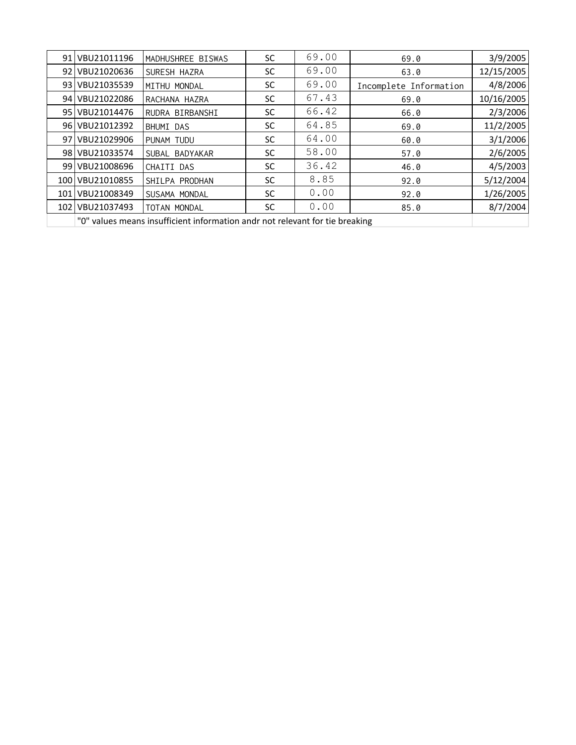| | | | | | | |
|---|---|---|---|---|---|---|
| 91 | VBU21011196 | MADHUSHREE BISWAS | SC | 69.00 | 69.0 | 3/9/2005 |
| 92 | VBU21020636 | SURESH HAZRA | SC | 69.00 | 63.0 | 12/15/2005 |
| 93 | VBU21035539 | MITHU MONDAL | SC | 69.00 | Incomplete Information | 4/8/2006 |
| 94 | VBU21022086 | RACHANA HAZRA | SC | 67.43 | 69.0 | 10/16/2005 |
| 95 | VBU21014476 | RUDRA BIRBANSHI | SC | 66.42 | 66.0 | 2/3/2006 |
| 96 | VBU21012392 | BHUMI DAS | SC | 64.85 | 69.0 | 11/2/2005 |
| 97 | VBU21029906 | PUNAM TUDU | SC | 64.00 | 60.0 | 3/1/2006 |
| 98 | VBU21033574 | SUBAL BADYAKAR | SC | 58.00 | 57.0 | 2/6/2005 |
| 99 | VBU21008696 | CHAITI DAS | SC | 36.42 | 46.0 | 4/5/2003 |
| 100 | VBU21010855 | SHILPA PRODHAN | SC | 8.85 | 92.0 | 5/12/2004 |
| 101 | VBU21008349 | SUSAMA MONDAL | SC | 0.00 | 92.0 | 1/26/2005 |
| 102 | VBU21037493 | TOTAN MONDAL | SC | 0.00 | 85.0 | 8/7/2004 |
| | "0" values means insufficient information andr not relevant for tie breaking | | | | | |